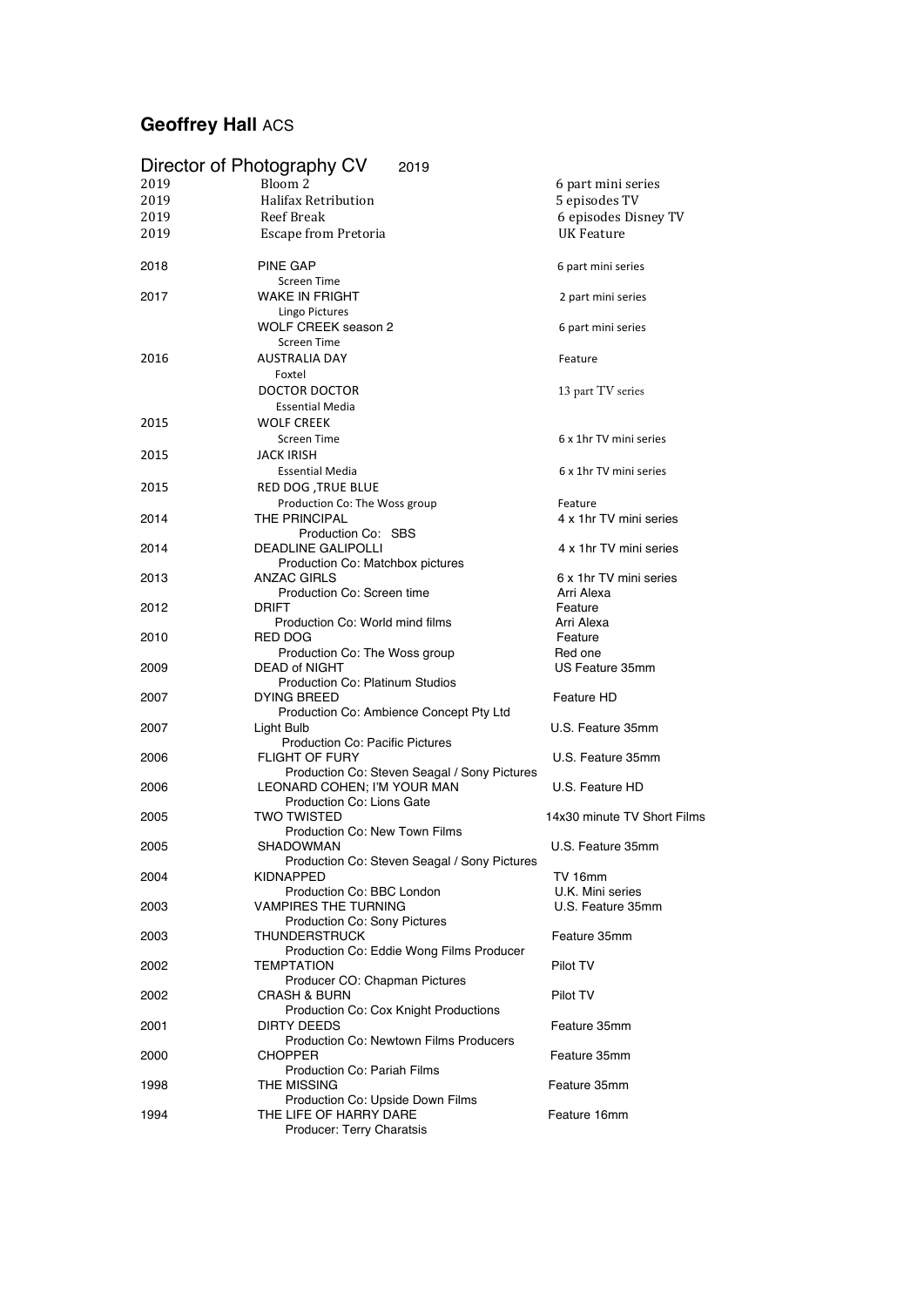# **Geoffrey Hall** ACS

## Director of Photography CV 2019

| | | |
|---|---|---|
| 2019 | Bloom 2 | 6 part mini series |
| 2019 | Halifax Retribution | 5 episodes TV |
| 2019 | Reef Break | 6 episodes Disney TV |
| 2019 | Escape from Pretoria | UK Feature |
| | | |
| 2018 | PINE GAP<br>Screen Time | 6 part mini series |
| 2017 | WAKE IN FRIGHT<br>Lingo Pictures | 2 part mini series |
| | WOLF CREEK season 2<br>Screen Time | 6 part mini series |
| 2016 | AUSTRALIA DAY<br>Foxtel | Feature |
| | DOCTOR DOCTOR<br>Essential Media | 13 part TV series |
| 2015 | WOLF CREEK<br>Screen Time | 6 x 1hr TV mini series |
| 2015 | JACK IRISH<br>Essential Media | 6 x 1hr TV mini series |
| 2015 | RED DOG ,TRUE BLUE<br>Production Co: The Woss group | Feature |
| 2014 | THE PRINCIPAL<br>Production Co: SBS | 4 x 1hr TV mini series |
| 2014 | DEADLINE GALIPOLLI<br>Production Co: Matchbox pictures | 4 x 1hr TV mini series |
| 2013 | ANZAC GIRLS<br>Production Co: Screen time | 6 x 1hr TV mini series<br>Arri Alexa |
| 2012 | DRIFT<br>Production Co: World mind films | Feature<br>Arri Alexa |
| 2010 | RED DOG<br>Production Co: The Woss group | Feature<br>Red one |
| 2009 | DEAD of NIGHT<br>Production Co: Platinum Studios | US Feature 35mm |
| 2007 | DYING BREED<br>Production Co: Ambience Concept Pty Ltd | Feature HD |
| 2007 | Light Bulb<br>Production Co: Pacific Pictures | U.S. Feature 35mm |
| 2006 | FLIGHT OF FURY<br>Production Co: Steven Seagal / Sony Pictures | U.S. Feature 35mm |
| 2006 | LEONARD COHEN; I'M YOUR MAN<br>Production Co: Lions Gate | U.S. Feature HD |
| 2005 | TWO TWISTED<br>Production Co: New Town Films | 14x30 minute TV Short Films |
| 2005 | SHADOWMAN<br>Production Co: Steven Seagal / Sony Pictures | U.S. Feature 35mm |
| 2004 | KIDNAPPED<br>Production Co: BBC London | TV 16mm<br>U.K. Mini series |
| 2003 | VAMPIRES THE TURNING<br>Production Co: Sony Pictures | U.S. Feature 35mm |
| 2003 | THUNDERSTRUCK<br>Production Co: Eddie Wong Films Producer | Feature 35mm |
| 2002 | TEMPTATION<br>Producer CO: Chapman Pictures | Pilot TV |
| 2002 | CRASH & BURN<br>Production Co: Cox Knight Productions | Pilot TV |
| 2001 | DIRTY DEEDS<br>Production Co: Newtown Films Producers | Feature 35mm |
| 2000 | CHOPPER<br>Production Co: Pariah Films | Feature 35mm |
| 1998 | THE MISSING<br>Production Co: Upside Down Films | Feature 35mm |
| 1994 | THE LIFE OF HARRY DARE<br>Producer: Terry Charatsis | Feature 16mm |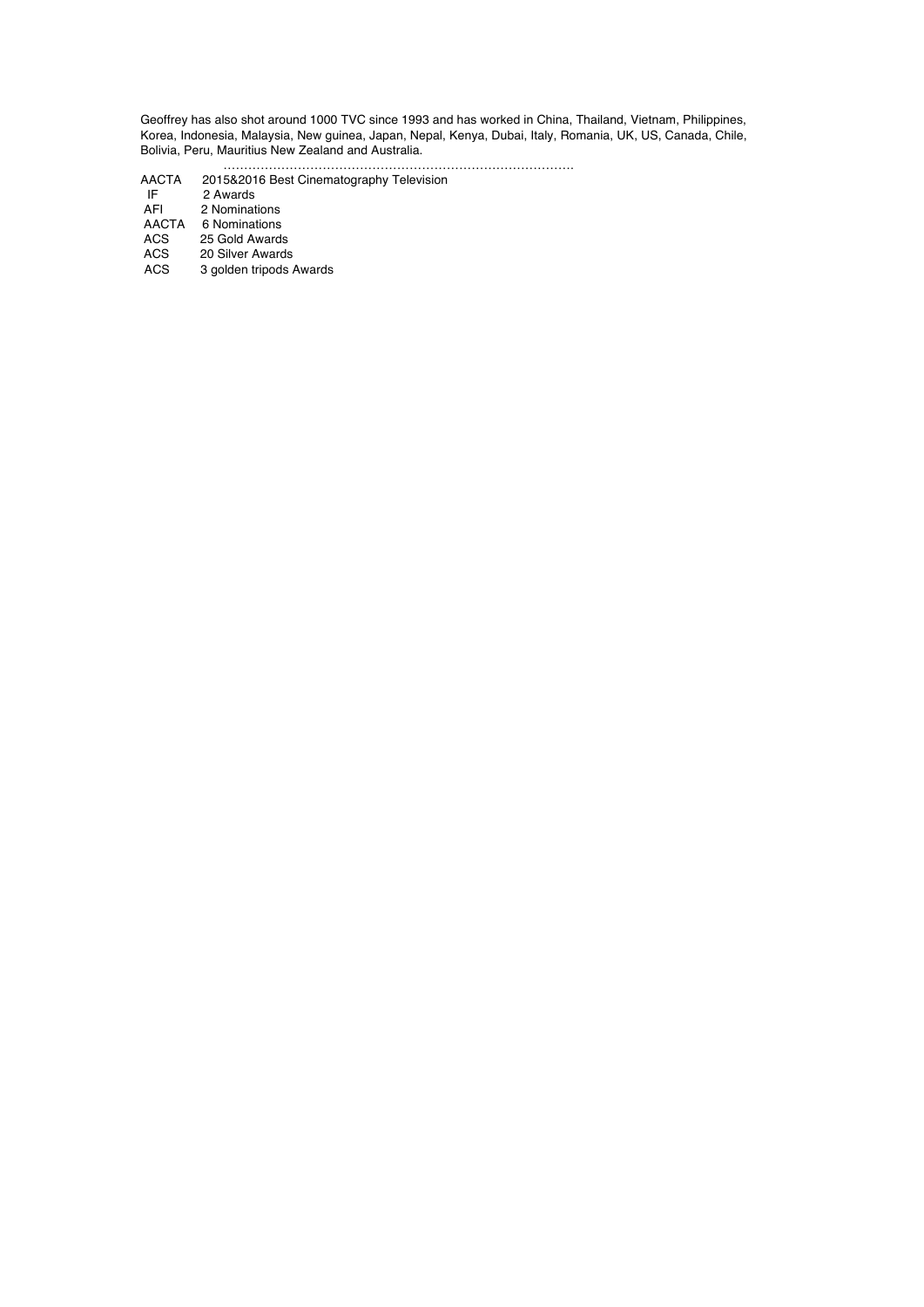Geoffrey has also shot around 1000 TVC since 1993 and has worked in China, Thailand, Vietnam, Philippines, Korea, Indonesia, Malaysia, New guinea, Japan, Nepal, Kenya, Dubai, Italy, Romania, UK, US, Canada, Chile, Bolivia, Peru, Mauritius New Zealand and Australia.

…………………………………………………………………………

| | |
|---|---|
| AACTA | 2015&2016 Best Cinematography Television |
| IF | 2 Awards |
| AFI | 2 Nominations |
| AACTA | 6 Nominations |
| ACS | 25 Gold Awards |
| ACS | 20 Silver Awards |
| ACS | 3 golden tripods Awards |